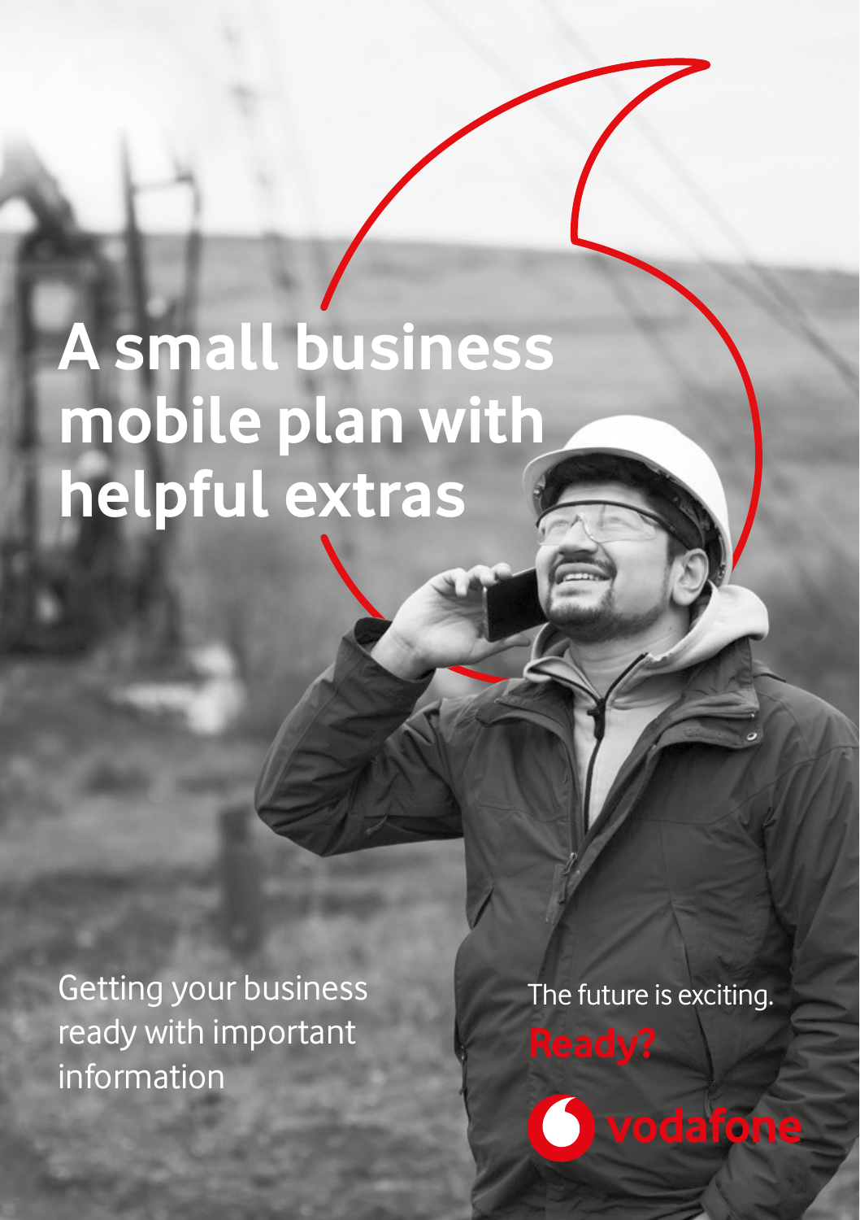# A small business mobile plan with helpful extras

Getting your business ready with important information

The future is exciting.

**Ready?**

vodafone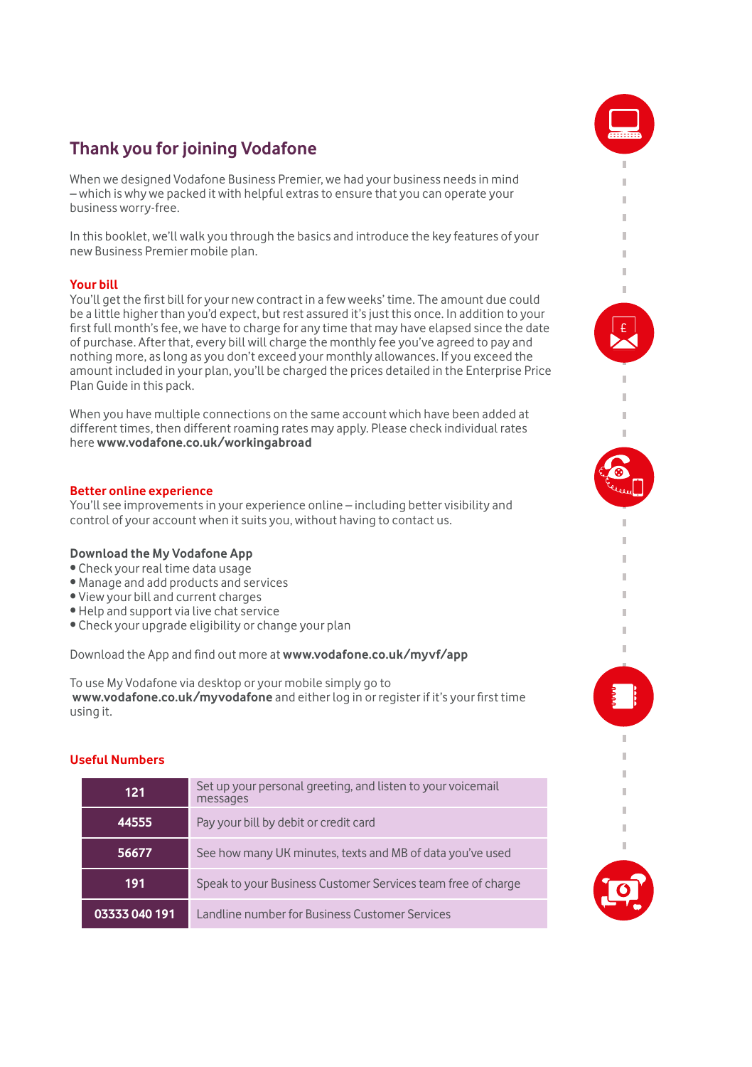## Thank you for joining Vodafone

When we designed Vodafone Business Premier, we had your business needs in mind – which is why we packed it with helpful extras to ensure that you can operate your business worry-free.

In this booklet, we'll walk you through the basics and introduce the key features of your new Business Premier mobile plan.

### Your bill

You'll get the first bill for your new contract in a few weeks' time. The amount due could be a little higher than you'd expect, but rest assured it's just this once. In addition to your first full month's fee, we have to charge for any time that may have elapsed since the date of purchase. After that, every bill will charge the monthly fee you've agreed to pay and nothing more, as long as you don't exceed your monthly allowances. If you exceed the amount included in your plan, you'll be charged the prices detailed in the Enterprise Price Plan Guide in this pack.

When you have multiple connections on the same account which have been added at different times, then different roaming rates may apply. Please check individual rates here **www.vodafone.co.uk/workingabroad**

### Better online experience

You'll see improvements in your experience online – including better visibility and control of your account when it suits you, without having to contact us.

**Download the My Vodafone App**

- Check your real time data usage
- Manage and add products and services
- View your bill and current charges
- Help and support via live chat service
- Check your upgrade eligibility or change your plan

Download the App and find out more at **www.vodafone.co.uk/myvf/app**

To use My Vodafone via desktop or your mobile simply go to **www.vodafone.co.uk/myvodafone** and either log in or register if it's your first time using it.

### Useful Numbers

| Number | Description |
|---|---|
| 121 | Set up your personal greeting, and listen to your voicemail messages |
| 44555 | Pay your bill by debit or credit card |
| 56677 | See how many UK minutes, texts and MB of data you've used |
| 191 | Speak to your Business Customer Services team free of charge |
| 03333 040 191 | Landline number for Business Customer Services |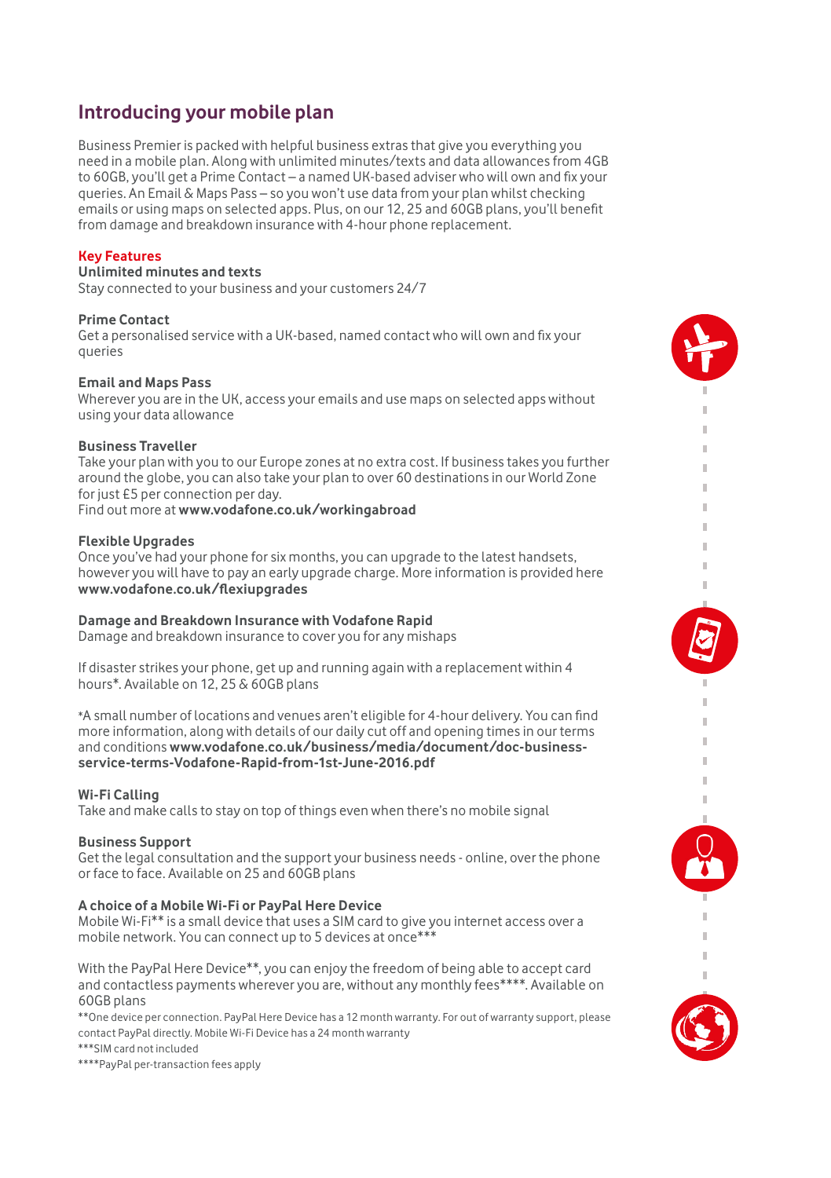# Introducing your mobile plan

Business Premier is packed with helpful business extras that give you everything you need in a mobile plan. Along with unlimited minutes/texts and data allowances from 4GB to 60GB, you'll get a Prime Contact – a named UK-based adviser who will own and fix your queries. An Email & Maps Pass – so you won't use data from your plan whilst checking emails or using maps on selected apps. Plus, on our 12, 25 and 60GB plans, you'll benefit from damage and breakdown insurance with 4-hour phone replacement.

## Key Features

**Unlimited minutes and texts**
Stay connected to your business and your customers 24/7

**Prime Contact**
Get a personalised service with a UK-based, named contact who will own and fix your queries

**Email and Maps Pass**
Wherever you are in the UK, access your emails and use maps on selected apps without using your data allowance

**Business Traveller**
Take your plan with you to our Europe zones at no extra cost. If business takes you further around the globe, you can also take your plan to over 60 destinations in our World Zone for just £5 per connection per day.
Find out more at **www.vodafone.co.uk/workingabroad**

**Flexible Upgrades**
Once you've had your phone for six months, you can upgrade to the latest handsets, however you will have to pay an early upgrade charge. More information is provided here **www.vodafone.co.uk/flexiupgrades**

**Damage and Breakdown Insurance with Vodafone Rapid**
Damage and breakdown insurance to cover you for any mishaps

If disaster strikes your phone, get up and running again with a replacement within 4 hours*. Available on 12, 25 & 60GB plans

*A small number of locations and venues aren't eligible for 4-hour delivery. You can find more information, along with details of our daily cut off and opening times in our terms and conditions **www.vodafone.co.uk/business/media/document/doc-business-service-terms-Vodafone-Rapid-from-1st-June-2016.pdf**

**Wi-Fi Calling**
Take and make calls to stay on top of things even when there's no mobile signal

**Business Support**
Get the legal consultation and the support your business needs - online, over the phone or face to face. Available on 25 and 60GB plans

**A choice of a Mobile Wi-Fi or PayPal Here Device**
Mobile Wi-Fi** is a small device that uses a SIM card to give you internet access over a mobile network. You can connect up to 5 devices at once***

With the PayPal Here Device**, you can enjoy the freedom of being able to accept card and contactless payments wherever you are, without any monthly fees****. Available on 60GB plans

**One device per connection. PayPal Here Device has a 12 month warranty. For out of warranty support, please contact PayPal directly. Mobile Wi-Fi Device has a 24 month warranty

***SIM card not included

****PayPal per-transaction fees apply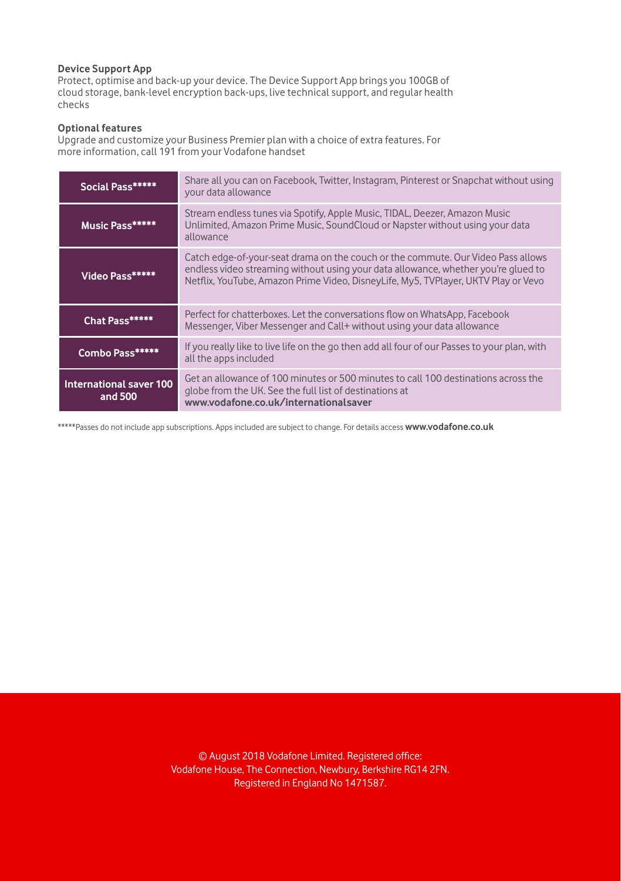**Device Support App**

Protect, optimise and back-up your device. The Device Support App brings you 100GB of cloud storage, bank-level encryption back-ups, live technical support, and regular health checks

**Optional features**

Upgrade and customize your Business Premier plan with a choice of extra features. For more information, call 191 from your Vodafone handset

| | |
|---|---|
| **Social Pass*****  | Share all you can on Facebook, Twitter, Instagram, Pinterest or Snapchat without using your data allowance |
| **Music Pass*****  | Stream endless tunes via Spotify, Apple Music, TIDAL, Deezer, Amazon Music Unlimited, Amazon Prime Music, SoundCloud or Napster without using your data allowance |
| **Video Pass*****  | Catch edge-of-your-seat drama on the couch or the commute. Our Video Pass allows endless video streaming without using your data allowance, whether you're glued to Netflix, YouTube, Amazon Prime Video, DisneyLife, My5, TVPlayer, UKTV Play or Vevo |
| **Chat Pass*****  | Perfect for chatterboxes. Let the conversations flow on WhatsApp, Facebook Messenger, Viber Messenger and Call+ without using your data allowance |
| **Combo Pass*****  | If you really like to live life on the go then add all four of our Passes to your plan, with all the apps included |
| **International saver 100 and 500** | Get an allowance of 100 minutes or 500 minutes to call 100 destinations across the globe from the UK. See the full list of destinations at **www.vodafone.co.uk/internationalsaver** |

*****Passes do not include app subscriptions. Apps included are subject to change. For details access **www.vodafone.co.uk**

© August 2018 Vodafone Limited. Registered office:
Vodafone House, The Connection, Newbury, Berkshire RG14 2FN.
Registered in England No 1471587.